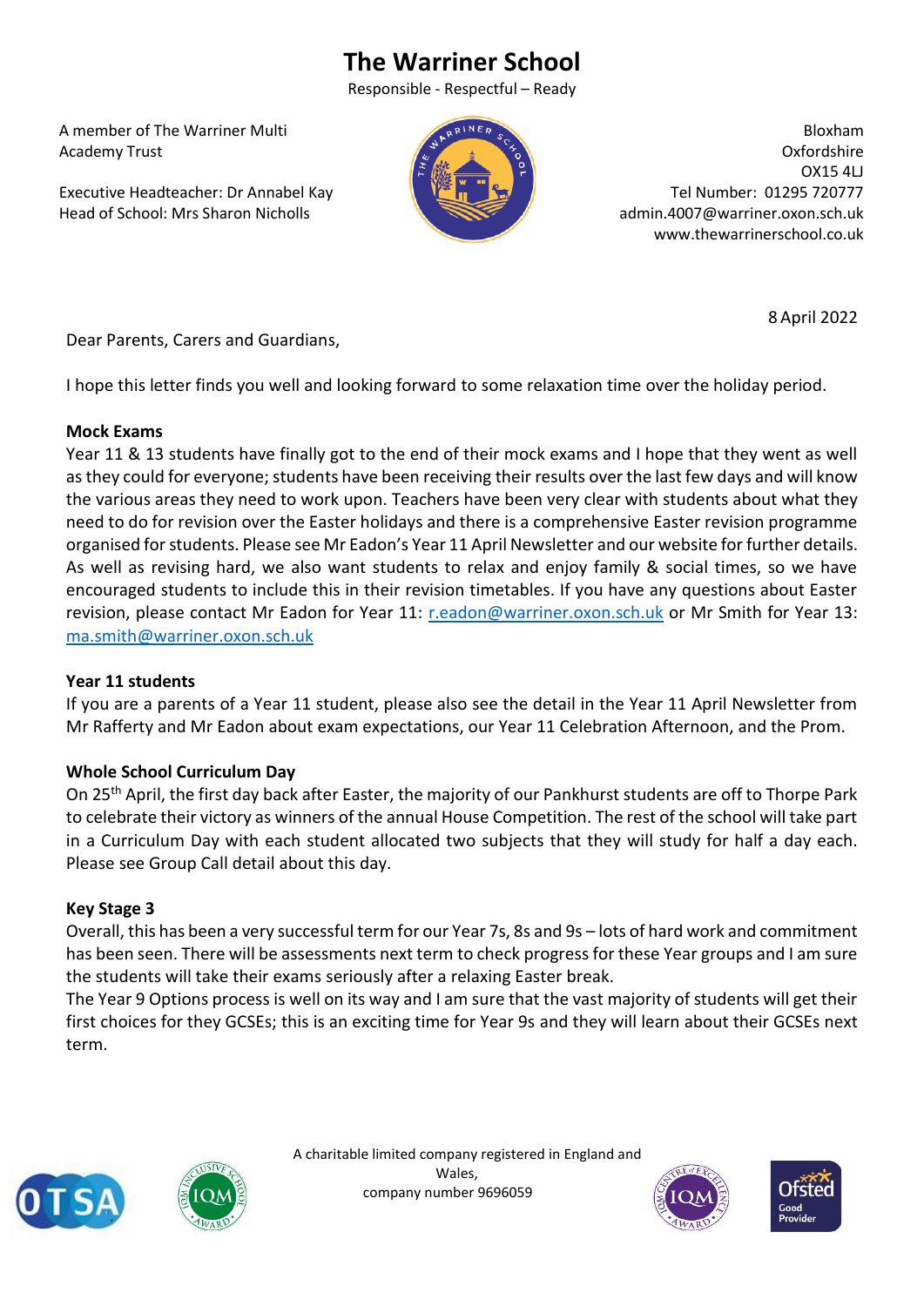# The Warriner School

Responsible - Respectful – Ready

A member of The Warriner Multi Academy Trust

Executive Headteacher: Dr Annabel Kay
Head of School: Mrs Sharon Nicholls

Bloxham
Oxfordshire
OX15 4LJ
Tel Number: 01295 720777
admin.4007@warriner.oxon.sch.uk
www.thewarrinerschool.co.uk

8 April 2022

Dear Parents, Carers and Guardians,

I hope this letter finds you well and looking forward to some relaxation time over the holiday period.

**Mock Exams**

Year 11 & 13 students have finally got to the end of their mock exams and I hope that they went as well as they could for everyone; students have been receiving their results over the last few days and will know the various areas they need to work upon. Teachers have been very clear with students about what they need to do for revision over the Easter holidays and there is a comprehensive Easter revision programme organised for students. Please see Mr Eadon's Year 11 April Newsletter and our website for further details. As well as revising hard, we also want students to relax and enjoy family & social times, so we have encouraged students to include this in their revision timetables. If you have any questions about Easter revision, please contact Mr Eadon for Year 11: r.eadon@warriner.oxon.sch.uk or Mr Smith for Year 13: ma.smith@warriner.oxon.sch.uk

**Year 11 students**

If you are a parents of a Year 11 student, please also see the detail in the Year 11 April Newsletter from Mr Rafferty and Mr Eadon about exam expectations, our Year 11 Celebration Afternoon, and the Prom.

**Whole School Curriculum Day**

On 25th April, the first day back after Easter, the majority of our Pankhurst students are off to Thorpe Park to celebrate their victory as winners of the annual House Competition. The rest of the school will take part in a Curriculum Day with each student allocated two subjects that they will study for half a day each. Please see Group Call detail about this day.

**Key Stage 3**

Overall, this has been a very successful term for our Year 7s, 8s and 9s – lots of hard work and commitment has been seen. There will be assessments next term to check progress for these Year groups and I am sure the students will take their exams seriously after a relaxing Easter break.

The Year 9 Options process is well on its way and I am sure that the vast majority of students will get their first choices for they GCSEs; this is an exciting time for Year 9s and they will learn about their GCSEs next term.

A charitable limited company registered in England and Wales,
company number 9696059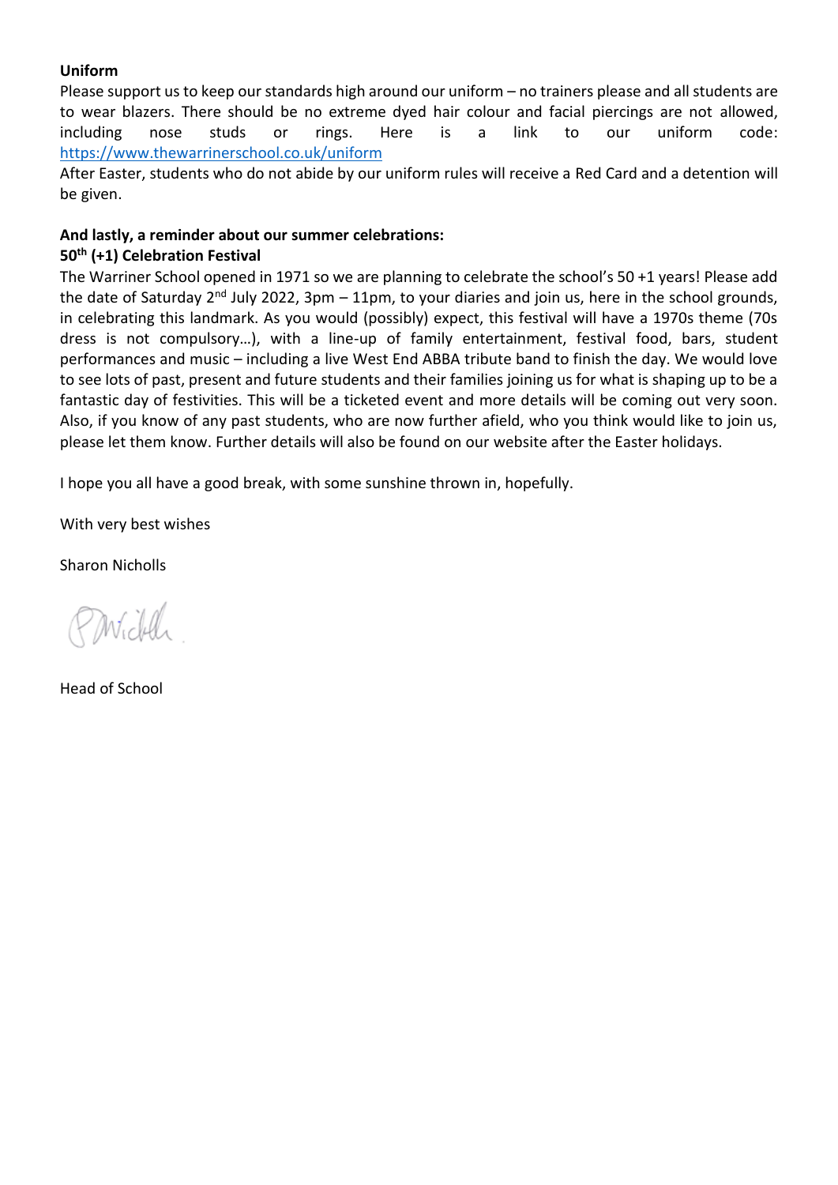**Uniform**

Please support us to keep our standards high around our uniform – no trainers please and all students are to wear blazers. There should be no extreme dyed hair colour and facial piercings are not allowed, including nose studs or rings. Here is a link to our uniform code: https://www.thewarrinerschool.co.uk/uniform

After Easter, students who do not abide by our uniform rules will receive a Red Card and a detention will be given.

**And lastly, a reminder about our summer celebrations:**

**50th (+1) Celebration Festival**

The Warriner School opened in 1971 so we are planning to celebrate the school's 50 +1 years! Please add the date of Saturday 2nd July 2022, 3pm – 11pm, to your diaries and join us, here in the school grounds, in celebrating this landmark. As you would (possibly) expect, this festival will have a 1970s theme (70s dress is not compulsory…), with a line-up of family entertainment, festival food, bars, student performances and music – including a live West End ABBA tribute band to finish the day. We would love to see lots of past, present and future students and their families joining us for what is shaping up to be a fantastic day of festivities. This will be a ticketed event and more details will be coming out very soon. Also, if you know of any past students, who are now further afield, who you think would like to join us, please let them know. Further details will also be found on our website after the Easter holidays.

I hope you all have a good break, with some sunshine thrown in, hopefully.

With very best wishes

Sharon Nicholls

Head of School